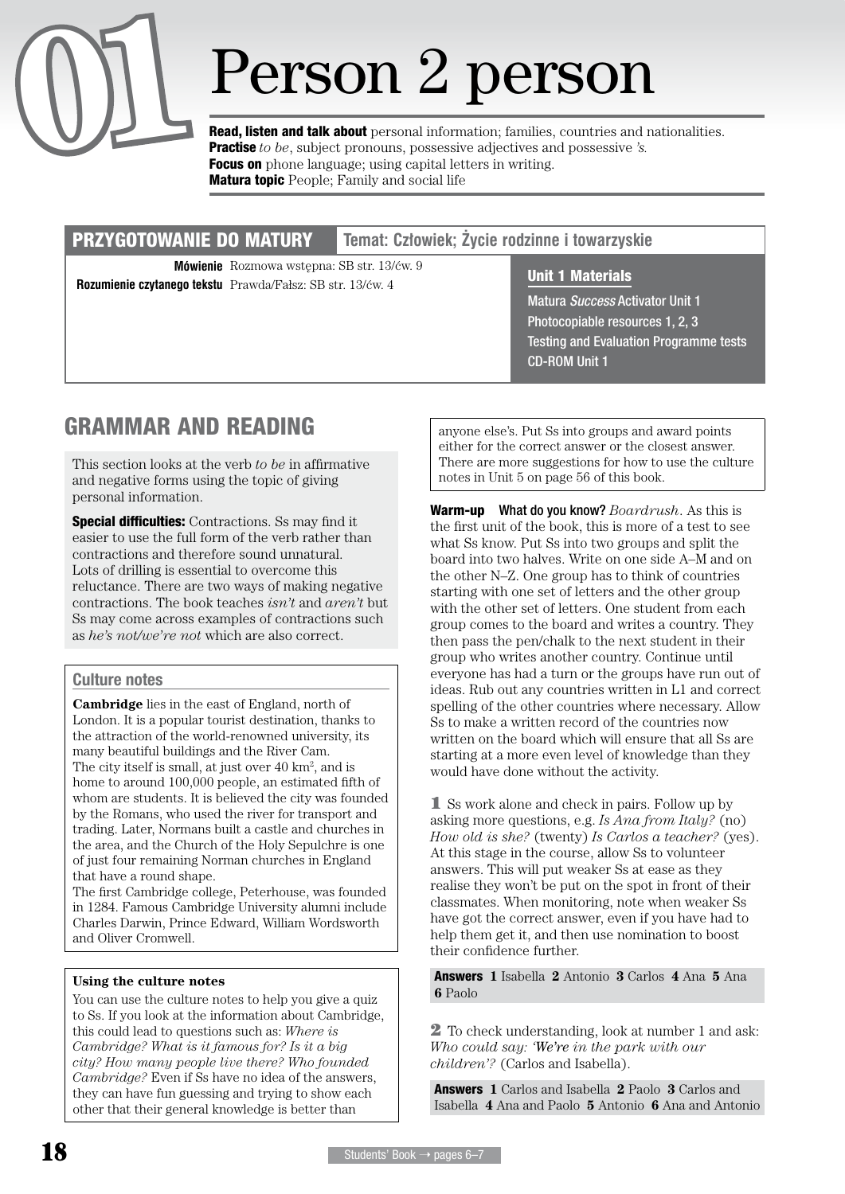# 01 Person 2 person

**Read, listen and talk about** personal information; families, countries and nationalities.
**Practise** *to be*, subject pronouns, possessive adjectives and possessive *'s*.
**Focus on** phone language; using capital letters in writing.
**Matura topic** People; Family and social life

| PRZYGOTOWANIE DO MATURY | Temat: Człowiek; Życie rodzinne i towarzyskie |
|---|---|
| **Mówienie** | Rozmowa wstępna: SB str. 13/ćw. 9 |
| **Rozumienie czytanego tekstu** | Prawda/Fałsz: SB str. 13/ćw. 4 |

**Unit 1 Materials**

Matura *Success* Activator Unit 1
Photocopiable resources 1, 2, 3
Testing and Evaluation Programme tests
CD-ROM Unit 1

## GRAMMAR AND READING

This section looks at the verb *to be* in affirmative and negative forms using the topic of giving personal information.

**Special difficulties:** Contractions. Ss may find it easier to use the full form of the verb rather than contractions and therefore sound unnatural. Lots of drilling is essential to overcome this reluctance. There are two ways of making negative contractions. The book teaches *isn't* and *aren't* but Ss may come across examples of contractions such as *he's not/we're not* which are also correct.

### Culture notes

**Cambridge** lies in the east of England, north of London. It is a popular tourist destination, thanks to the attraction of the world-renowned university, its many beautiful buildings and the River Cam. The city itself is small, at just over 40 km², and is home to around 100,000 people, an estimated fifth of whom are students. It is believed the city was founded by the Romans, who used the river for transport and trading. Later, Normans built a castle and churches in the area, and the Church of the Holy Sepulchre is one of just four remaining Norman churches in England that have a round shape.
The first Cambridge college, Peterhouse, was founded in 1284. Famous Cambridge University alumni include Charles Darwin, Prince Edward, William Wordsworth and Oliver Cromwell.

**Using the culture notes**

You can use the culture notes to help you give a quiz to Ss. If you look at the information about Cambridge, this could lead to questions such as: *Where is Cambridge? What is it famous for? Is it a big city? How many people live there? Who founded Cambridge?* Even if Ss have no idea of the answers, they can have fun guessing and trying to show each other that their general knowledge is better than anyone else's. Put Ss into groups and award points either for the correct answer or the closest answer. There are more suggestions for how to use the culture notes in Unit 5 on page 56 of this book.

**Warm-up What do you know?** *Boardrush*. As this is the first unit of the book, this is more of a test to see what Ss know. Put Ss into two groups and split the board into two halves. Write on one side A–M and on the other N–Z. One group has to think of countries starting with one set of letters and the other group with the other set of letters. One student from each group comes to the board and writes a country. They then pass the pen/chalk to the next student in their group who writes another country. Continue until everyone has had a turn or the groups have run out of ideas. Rub out any countries written in L1 and correct spelling of the other countries where necessary. Allow Ss to make a written record of the countries now written on the board which will ensure that all Ss are starting at a more even level of knowledge than they would have done without the activity.

**1** Ss work alone and check in pairs. Follow up by asking more questions, e.g. *Is Ana from Italy?* (no) *How old is she?* (twenty) *Is Carlos a teacher?* (yes). At this stage in the course, allow Ss to volunteer answers. This will put weaker Ss at ease as they realise they won't be put on the spot in front of their classmates. When monitoring, note when weaker Ss have got the correct answer, even if you have had to help them get it, and then use nomination to boost their confidence further.

**Answers** **1** Isabella **2** Antonio **3** Carlos **4** Ana **5** Ana **6** Paolo

**2** To check understanding, look at number 1 and ask: *Who could say: 'We're in the park with our children'?* (Carlos and Isabella).

**Answers** **1** Carlos and Isabella **2** Paolo **3** Carlos and Isabella **4** Ana and Paolo **5** Antonio **6** Ana and Antonio

Students' Book → pages 6–7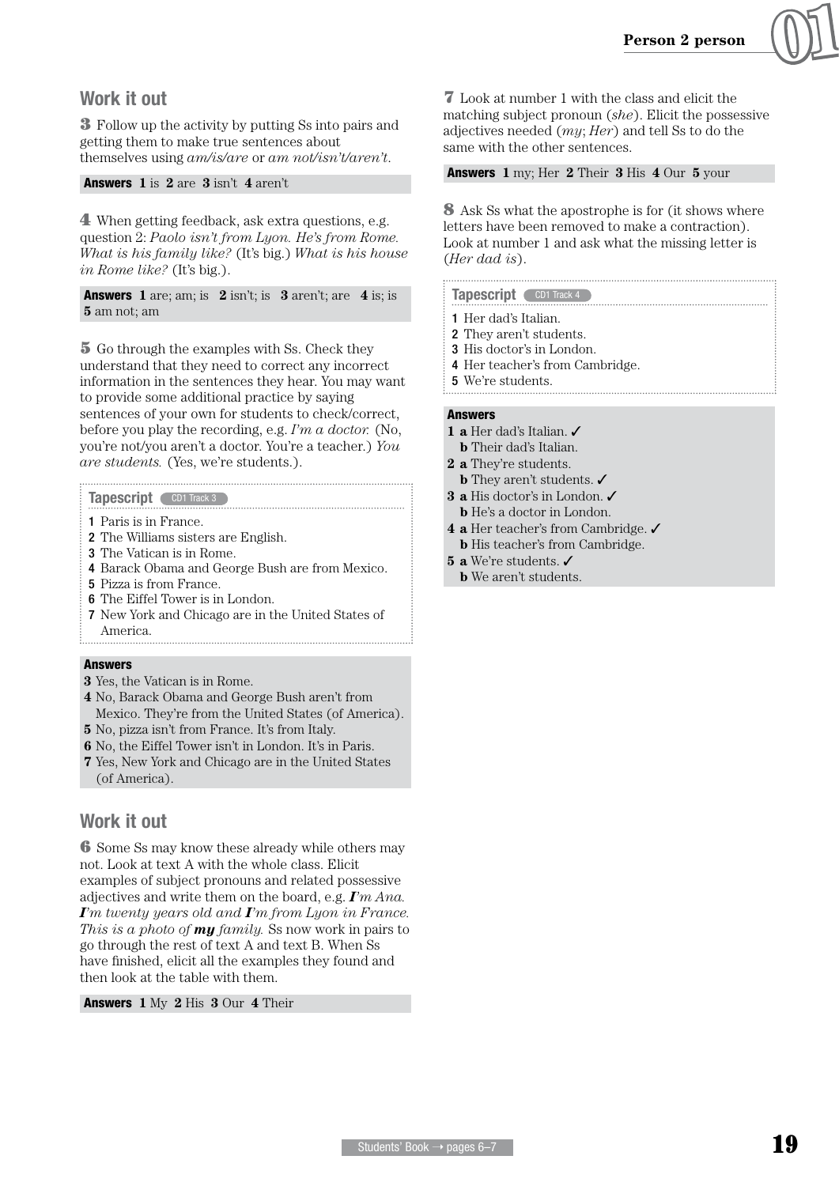## Work it out

**3** Follow up the activity by putting Ss into pairs and getting them to make true sentences about themselves using *am/is/are* or *am not/isn't/aren't*.

**Answers** **1** is **2** are **3** isn't **4** aren't

**4** When getting feedback, ask extra questions, e.g. question 2: *Paolo isn't from Lyon. He's from Rome. What is his family like?* (It's big.) *What is his house in Rome like?* (It's big.).

**Answers** **1** are; am; is **2** isn't; is **3** aren't; are **4** is; is **5** am not; am

**5** Go through the examples with Ss. Check they understand that they need to correct any incorrect information in the sentences they hear. You may want to provide some additional practice by saying sentences of your own for students to check/correct, before you play the recording, e.g. *I'm a doctor.* (No, you're not/you aren't a doctor. You're a teacher.) *You are students.* (Yes, we're students.).

**Tapescript** CD1 Track 3

1. Paris is in France.
2. The Williams sisters are English.
3. The Vatican is in Rome.
4. Barack Obama and George Bush are from Mexico.
5. Pizza is from France.
6. The Eiffel Tower is in London.
7. New York and Chicago are in the United States of America.

**Answers**

**3** Yes, the Vatican is in Rome.
**4** No, Barack Obama and George Bush aren't from Mexico. They're from the United States (of America).
**5** No, pizza isn't from France. It's from Italy.
**6** No, the Eiffel Tower isn't in London. It's in Paris.
**7** Yes, New York and Chicago are in the United States (of America).

## Work it out

**6** Some Ss may know these already while others may not. Look at text A with the whole class. Elicit examples of subject pronouns and related possessive adjectives and write them on the board, e.g. ***I****'m Ana.* ***I****'m twenty years old and* ***I****'m from Lyon in France. This is a photo of* ***my*** *family.* Ss now work in pairs to go through the rest of text A and text B. When Ss have finished, elicit all the examples they found and then look at the table with them.

**Answers** **1** My **2** His **3** Our **4** Their

**7** Look at number 1 with the class and elicit the matching subject pronoun (*she*). Elicit the possessive adjectives needed (*my*; *Her*) and tell Ss to do the same with the other sentences.

**Answers** **1** my; Her **2** Their **3** His **4** Our **5** your

**8** Ask Ss what the apostrophe is for (it shows where letters have been removed to make a contraction). Look at number 1 and ask what the missing letter is (*Her dad is*).

**Tapescript** CD1 Track 4

1. Her dad's Italian.
2. They aren't students.
3. His doctor's in London.
4. Her teacher's from Cambridge.
5. We're students.

**Answers**

**1 a** Her dad's Italian. ✓
**b** Their dad's Italian.
**2 a** They're students.
**b** They aren't students. ✓
**3 a** His doctor's in London. ✓
**b** He's a doctor in London.
**4 a** Her teacher's from Cambridge. ✓
**b** His teacher's from Cambridge.
**5 a** We're students. ✓
**b** We aren't students.

Students' Book → pages 6–7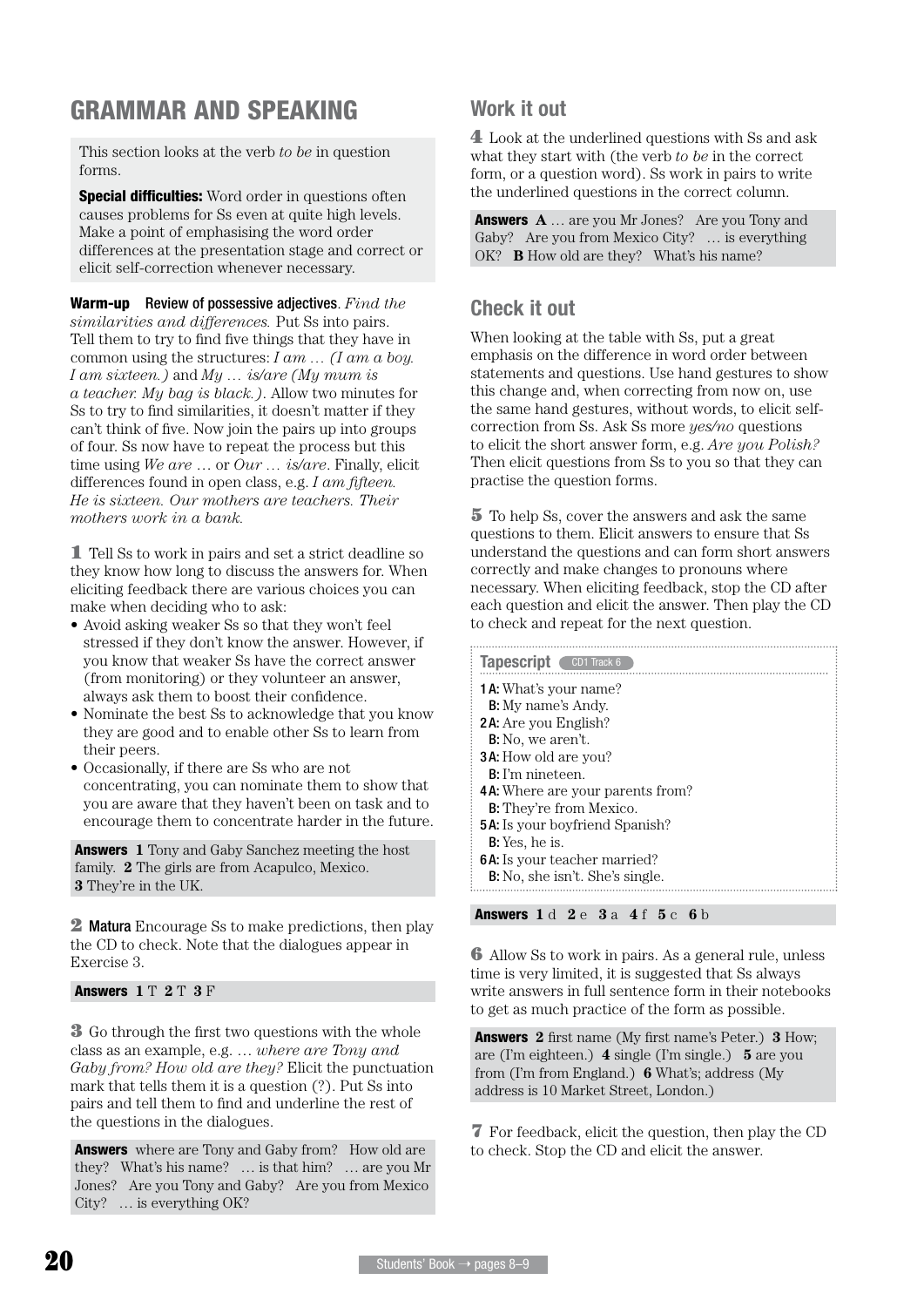# GRAMMAR AND SPEAKING

This section looks at the verb *to be* in question forms.

**Special difficulties:** Word order in questions often causes problems for Ss even at quite high levels. Make a point of emphasising the word order differences at the presentation stage and correct or elicit self-correction whenever necessary.

**Warm-up** Review of possessive adjectives. *Find the similarities and differences.* Put Ss into pairs. Tell them to try to find five things that they have in common using the structures: *I am … (I am a boy. I am sixteen.)* and *My … is/are (My mum is a teacher. My bag is black.)*. Allow two minutes for Ss to try to find similarities, it doesn't matter if they can't think of five. Now join the pairs up into groups of four. Ss now have to repeat the process but this time using *We are …* or *Our … is/are*. Finally, elicit differences found in open class, e.g. *I am fifteen. He is sixteen. Our mothers are teachers. Their mothers work in a bank.*

**1** Tell Ss to work in pairs and set a strict deadline so they know how long to discuss the answers for. When eliciting feedback there are various choices you can make when deciding who to ask:

- Avoid asking weaker Ss so that they won't feel stressed if they don't know the answer. However, if you know that weaker Ss have the correct answer (from monitoring) or they volunteer an answer, always ask them to boost their confidence.
- Nominate the best Ss to acknowledge that you know they are good and to enable other Ss to learn from their peers.
- Occasionally, if there are Ss who are not concentrating, you can nominate them to show that you are aware that they haven't been on task and to encourage them to concentrate harder in the future.

**Answers** **1** Tony and Gaby Sanchez meeting the host family. **2** The girls are from Acapulco, Mexico. **3** They're in the UK.

**2** **Matura** Encourage Ss to make predictions, then play the CD to check. Note that the dialogues appear in Exercise 3.

**Answers** **1** T **2** T **3** F

**3** Go through the first two questions with the whole class as an example, e.g. *… where are Tony and Gaby from? How old are they?* Elicit the punctuation mark that tells them it is a question (?). Put Ss into pairs and tell them to find and underline the rest of the questions in the dialogues.

**Answers** where are Tony and Gaby from? How old are they? What's his name? … is that him? … are you Mr Jones? Are you Tony and Gaby? Are you from Mexico City? … is everything OK?

## Work it out

**4** Look at the underlined questions with Ss and ask what they start with (the verb *to be* in the correct form, or a question word). Ss work in pairs to write the underlined questions in the correct column.

**Answers** **A** … are you Mr Jones? Are you Tony and Gaby? Are you from Mexico City? … is everything OK? **B** How old are they? What's his name?

## Check it out

When looking at the table with Ss, put a great emphasis on the difference in word order between statements and questions. Use hand gestures to show this change and, when correcting from now on, use the same hand gestures, without words, to elicit self-correction from Ss. Ask Ss more *yes/no* questions to elicit the short answer form, e.g. *Are you Polish?* Then elicit questions from Ss to you so that they can practise the question forms.

**5** To help Ss, cover the answers and ask the same questions to them. Elicit answers to ensure that Ss understand the questions and can form short answers correctly and make changes to pronouns where necessary. When eliciting feedback, stop the CD after each question and elicit the answer. Then play the CD to check and repeat for the next question.

**Tapescript** CD1 Track 6

**1 A:** What's your name?
**B:** My name's Andy.
**2 A:** Are you English?
**B:** No, we aren't.
**3 A:** How old are you?
**B:** I'm nineteen.
**4 A:** Where are your parents from?
**B:** They're from Mexico.
**5 A:** Is your boyfriend Spanish?
**B:** Yes, he is.
**6 A:** Is your teacher married?
**B:** No, she isn't. She's single.

**Answers** **1** d **2** e **3** a **4** f **5** c **6** b

**6** Allow Ss to work in pairs. As a general rule, unless time is very limited, it is suggested that Ss always write answers in full sentence form in their notebooks to get as much practice of the form as possible.

**Answers** **2** first name (My first name's Peter.) **3** How; are (I'm eighteen.) **4** single (I'm single.) **5** are you from (I'm from England.) **6** What's; address (My address is 10 Market Street, London.)

**7** For feedback, elicit the question, then play the CD to check. Stop the CD and elicit the answer.

Students' Book → pages 8–9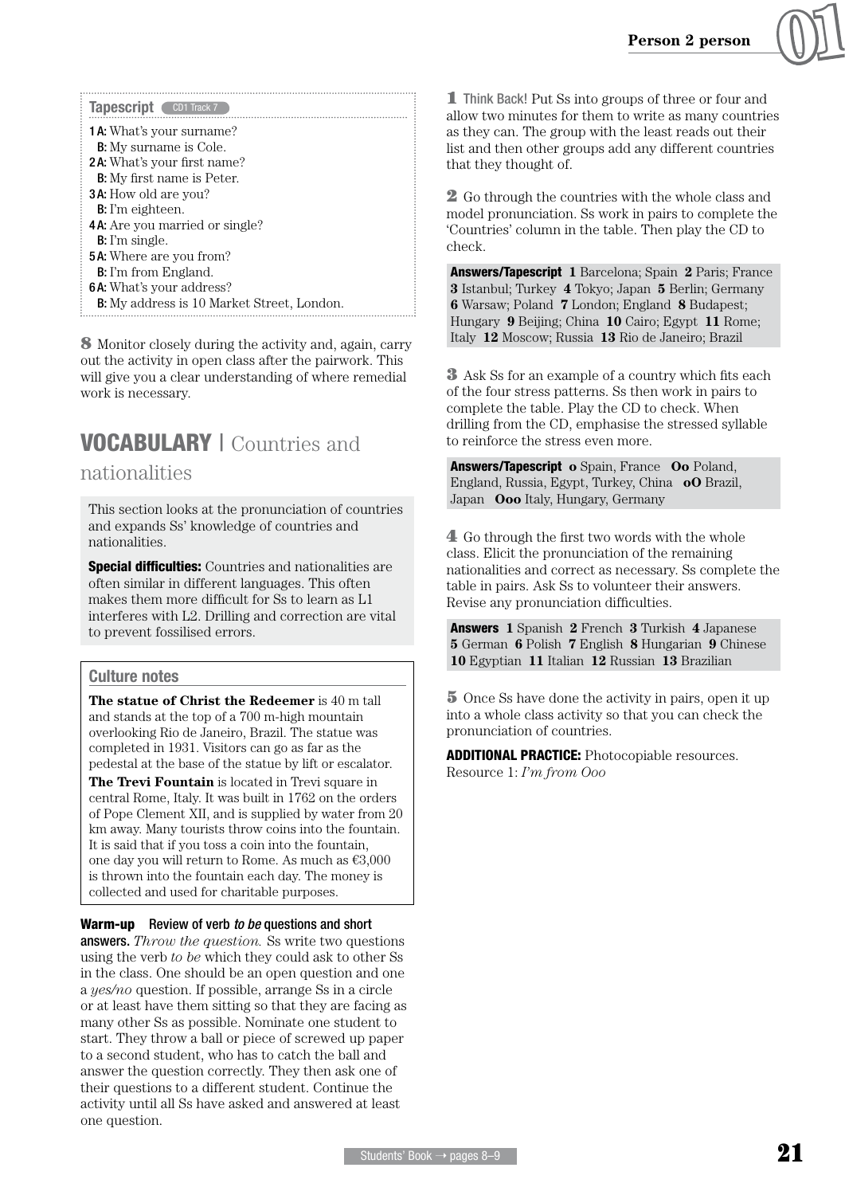**Tapescript** CD1 Track 7

**1 A:** What's your surname?
**B:** My surname is Cole.
**2 A:** What's your first name?
**B:** My first name is Peter.
**3 A:** How old are you?
**B:** I'm eighteen.
**4 A:** Are you married or single?
**B:** I'm single.
**5 A:** Where are you from?
**B:** I'm from England.
**6 A:** What's your address?
**B:** My address is 10 Market Street, London.

**8** Monitor closely during the activity and, again, carry out the activity in open class after the pairwork. This will give you a clear understanding of where remedial work is necessary.

## VOCABULARY | Countries and nationalities

This section looks at the pronunciation of countries and expands Ss' knowledge of countries and nationalities.

**Special difficulties:** Countries and nationalities are often similar in different languages. This often makes them more difficult for Ss to learn as L1 interferes with L2. Drilling and correction are vital to prevent fossilised errors.

### Culture notes

**The statue of Christ the Redeemer** is 40 m tall and stands at the top of a 700 m-high mountain overlooking Rio de Janeiro, Brazil. The statue was completed in 1931. Visitors can go as far as the pedestal at the base of the statue by lift or escalator.

**The Trevi Fountain** is located in Trevi square in central Rome, Italy. It was built in 1762 on the orders of Pope Clement XII, and is supplied by water from 20 km away. Many tourists throw coins into the fountain. It is said that if you toss a coin into the fountain, one day you will return to Rome. As much as €3,000 is thrown into the fountain each day. The money is collected and used for charitable purposes.

**Warm-up Review of verb *to be* questions and short answers.** *Throw the question.* Ss write two questions using the verb *to be* which they could ask to other Ss in the class. One should be an open question and one a *yes/no* question. If possible, arrange Ss in a circle or at least have them sitting so that they are facing as many other Ss as possible. Nominate one student to start. They throw a ball or piece of screwed up paper to a second student, who has to catch the ball and answer the question correctly. They then ask one of their questions to a different student. Continue the activity until all Ss have asked and answered at least one question.

**1** Think Back! Put Ss into groups of three or four and allow two minutes for them to write as many countries as they can. The group with the least reads out their list and then other groups add any different countries that they thought of.

**2** Go through the countries with the whole class and model pronunciation. Ss work in pairs to complete the 'Countries' column in the table. Then play the CD to check.

**Answers/Tapescript** **1** Barcelona; Spain **2** Paris; France **3** Istanbul; Turkey **4** Tokyo; Japan **5** Berlin; Germany **6** Warsaw; Poland **7** London; England **8** Budapest; Hungary **9** Beijing; China **10** Cairo; Egypt **11** Rome; Italy **12** Moscow; Russia **13** Rio de Janeiro; Brazil

**3** Ask Ss for an example of a country which fits each of the four stress patterns. Ss then work in pairs to complete the table. Play the CD to check. When drilling from the CD, emphasise the stressed syllable to reinforce the stress even more.

**Answers/Tapescript** **o** Spain, France **Oo** Poland, England, Russia, Egypt, Turkey, China **oO** Brazil, Japan **Ooo** Italy, Hungary, Germany

**4** Go through the first two words with the whole class. Elicit the pronunciation of the remaining nationalities and correct as necessary. Ss complete the table in pairs. Ask Ss to volunteer their answers. Revise any pronunciation difficulties.

**Answers** **1** Spanish **2** French **3** Turkish **4** Japanese **5** German **6** Polish **7** English **8** Hungarian **9** Chinese **10** Egyptian **11** Italian **12** Russian **13** Brazilian

**5** Once Ss have done the activity in pairs, open it up into a whole class activity so that you can check the pronunciation of countries.

**ADDITIONAL PRACTICE:** Photocopiable resources. Resource 1: *I'm from Ooo*

Students' Book → pages 8–9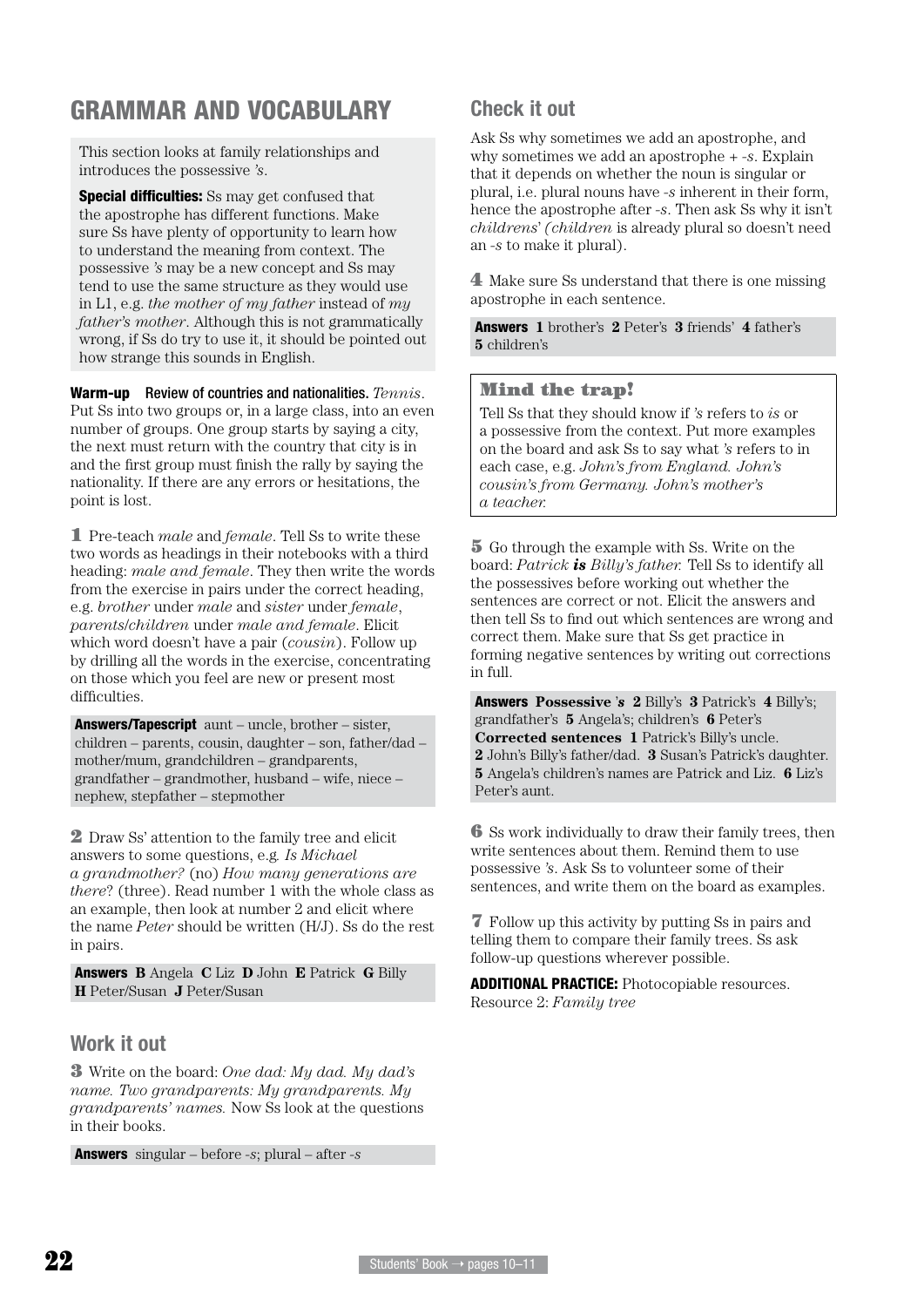# GRAMMAR AND VOCABULARY

This section looks at family relationships and introduces the possessive *'s*.

**Special difficulties:** Ss may get confused that the apostrophe has different functions. Make sure Ss have plenty of opportunity to learn how to understand the meaning from context. The possessive *'s* may be a new concept and Ss may tend to use the same structure as they would use in L1, e.g. *the mother of my father* instead of *my father's mother*. Although this is not grammatically wrong, if Ss do try to use it, it should be pointed out how strange this sounds in English.

**Warm-up** Review of countries and nationalities. *Tennis*. Put Ss into two groups or, in a large class, into an even number of groups. One group starts by saying a city, the next must return with the country that city is in and the first group must finish the rally by saying the nationality. If there are any errors or hesitations, the point is lost.

**1** Pre-teach *male* and *female*. Tell Ss to write these two words as headings in their notebooks with a third heading: *male and female*. They then write the words from the exercise in pairs under the correct heading, e.g. *brother* under *male* and *sister* under *female*, *parents*/*children* under *male and female*. Elicit which word doesn't have a pair (*cousin*). Follow up by drilling all the words in the exercise, concentrating on those which you feel are new or present most difficulties.

**Answers/Tapescript** aunt – uncle, brother – sister, children – parents, cousin, daughter – son, father/dad – mother/mum, grandchildren – grandparents, grandfather – grandmother, husband – wife, niece – nephew, stepfather – stepmother

**2** Draw Ss' attention to the family tree and elicit answers to some questions, e.g. *Is Michael a grandmother?* (no) *How many generations are there*? (three). Read number 1 with the whole class as an example, then look at number 2 and elicit where the name *Peter* should be written (H/J). Ss do the rest in pairs.

**Answers** **B** Angela **C** Liz **D** John **E** Patrick **G** Billy **H** Peter/Susan **J** Peter/Susan

## Work it out

**3** Write on the board: *One dad: My dad. My dad's name. Two grandparents: My grandparents. My grandparents' names.* Now Ss look at the questions in their books.

**Answers** singular – before *-s*; plural – after *-s*

## Check it out

Ask Ss why sometimes we add an apostrophe, and why sometimes we add an apostrophe + *-s*. Explain that it depends on whether the noun is singular or plural, i.e. plural nouns have *-s* inherent in their form, hence the apostrophe after *-s*. Then ask Ss why it isn't *childrens'* (*children* is already plural so doesn't need an *-s* to make it plural).

**4** Make sure Ss understand that there is one missing apostrophe in each sentence.

**Answers** **1** brother's **2** Peter's **3** friends' **4** father's **5** children's

### Mind the trap!

Tell Ss that they should know if *'s* refers to *is* or a possessive from the context. Put more examples on the board and ask Ss to say what *'s* refers to in each case, e.g. *John's from England. John's cousin's from Germany. John's mother's a teacher.*

**5** Go through the example with Ss. Write on the board: *Patrick **is** Billy's father.* Tell Ss to identify all the possessives before working out whether the sentences are correct or not. Elicit the answers and then tell Ss to find out which sentences are wrong and correct them. Make sure that Ss get practice in forming negative sentences by writing out corrections in full.

**Answers** **Possessive *'s*** **2** Billy's **3** Patrick's **4** Billy's; grandfather's **5** Angela's; children's **6** Peter's
**Corrected sentences** **1** Patrick's Billy's uncle. **2** John's Billy's father/dad. **3** Susan's Patrick's daughter. **5** Angela's children's names are Patrick and Liz. **6** Liz's Peter's aunt.

**6** Ss work individually to draw their family trees, then write sentences about them. Remind them to use possessive *'s*. Ask Ss to volunteer some of their sentences, and write them on the board as examples.

**7** Follow up this activity by putting Ss in pairs and telling them to compare their family trees. Ss ask follow-up questions wherever possible.

**ADDITIONAL PRACTICE:** Photocopiable resources. Resource 2: *Family tree*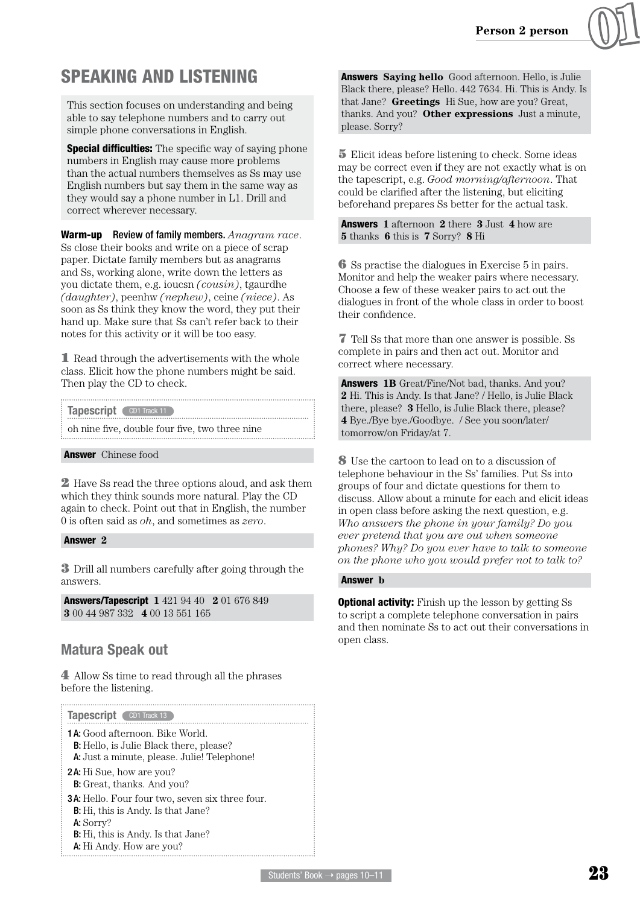## SPEAKING AND LISTENING

This section focuses on understanding and being able to say telephone numbers and to carry out simple phone conversations in English.

**Special difficulties:** The specific way of saying phone numbers in English may cause more problems than the actual numbers themselves as Ss may use English numbers but say them in the same way as they would say a phone number in L1. Drill and correct wherever necessary.

**Warm-up** **Review of family members.** *Anagram race*. Ss close their books and write on a piece of scrap paper. Dictate family members but as anagrams and Ss, working alone, write down the letters as you dictate them, e.g. ioucsn *(cousin)*, tgaurdhe *(daughter)*, peenhw *(nephew)*, ceine *(niece)*. As soon as Ss think they know the word, they put their hand up. Make sure that Ss can't refer back to their notes for this activity or it will be too easy.

**1** Read through the advertisements with the whole class. Elicit how the phone numbers might be said. Then play the CD to check.

**Tapescript** CD1 Track 11

oh nine five, double four five, two three nine

**Answer** Chinese food

**2** Have Ss read the three options aloud, and ask them which they think sounds more natural. Play the CD again to check. Point out that in English, the number 0 is often said as *oh*, and sometimes as *zero*.

**Answer** 2

**3** Drill all numbers carefully after going through the answers.

**Answers/Tapescript** **1** 421 94 40 **2** 01 676 849 **3** 00 44 987 332 **4** 00 13 551 165

### Matura Speak out

**4** Allow Ss time to read through all the phrases before the listening.

**Tapescript** CD1 Track 13

**1 A:** Good afternoon. Bike World.
**B:** Hello, is Julie Black there, please?
**A:** Just a minute, please. Julie! Telephone!

**2 A:** Hi Sue, how are you?
**B:** Great, thanks. And you?

**3 A:** Hello. Four four two, seven six three four.
**B:** Hi, this is Andy. Is that Jane?
**A:** Sorry?
**B:** Hi, this is Andy. Is that Jane?
**A:** Hi Andy. How are you?

**Answers** **Saying hello** Good afternoon. Hello, is Julie Black there, please? Hello. 442 7634. Hi. This is Andy. Is that Jane? **Greetings** Hi Sue, how are you? Great, thanks. And you? **Other expressions** Just a minute, please. Sorry?

**5** Elicit ideas before listening to check. Some ideas may be correct even if they are not exactly what is on the tapescript, e.g. *Good morning/afternoon*. That could be clarified after the listening, but eliciting beforehand prepares Ss better for the actual task.

**Answers** **1** afternoon **2** there **3** Just **4** how are **5** thanks **6** this is **7** Sorry? **8** Hi

**6** Ss practise the dialogues in Exercise 5 in pairs. Monitor and help the weaker pairs where necessary. Choose a few of these weaker pairs to act out the dialogues in front of the whole class in order to boost their confidence.

**7** Tell Ss that more than one answer is possible. Ss complete in pairs and then act out. Monitor and correct where necessary.

**Answers** **1B** Great/Fine/Not bad, thanks. And you? **2** Hi. This is Andy. Is that Jane? / Hello, is Julie Black there, please? **3** Hello, is Julie Black there, please? **4** Bye./Bye bye./Goodbye. / See you soon/later/tomorrow/on Friday/at 7.

**8** Use the cartoon to lead on to a discussion of telephone behaviour in the Ss' families. Put Ss into groups of four and dictate questions for them to discuss. Allow about a minute for each and elicit ideas in open class before asking the next question, e.g. *Who answers the phone in your family? Do you ever pretend that you are out when someone phones? Why? Do you ever have to talk to someone on the phone who you would prefer not to talk to?*

**Answer** b

**Optional activity:** Finish up the lesson by getting Ss to script a complete telephone conversation in pairs and then nominate Ss to act out their conversations in open class.

Students' Book → pages 10–11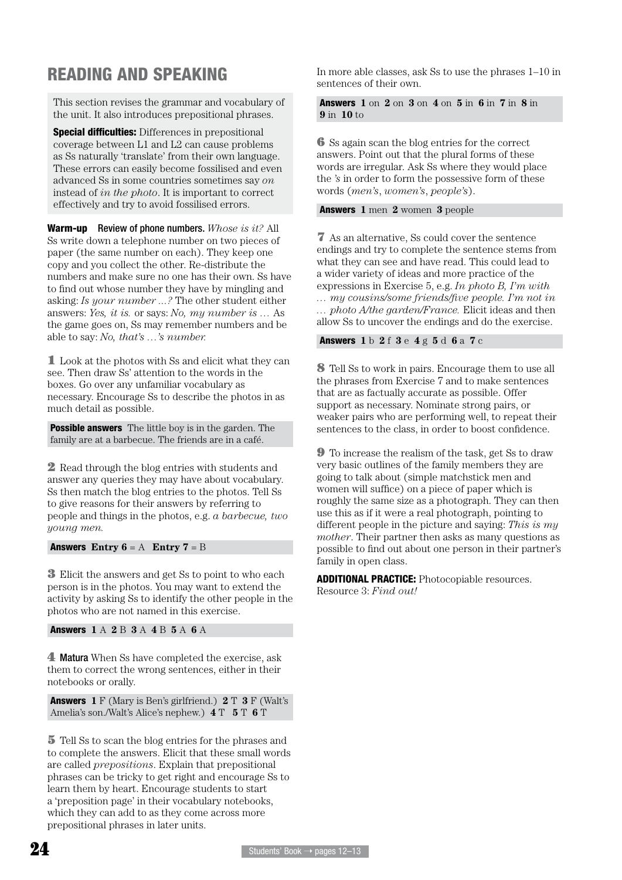## READING AND SPEAKING

This section revises the grammar and vocabulary of the unit. It also introduces prepositional phrases.

**Special difficulties:** Differences in prepositional coverage between L1 and L2 can cause problems as Ss naturally 'translate' from their own language. These errors can easily become fossilised and even advanced Ss in some countries sometimes say *on* instead of *in the photo*. It is important to correct effectively and try to avoid fossilised errors.

**Warm-up** Review of phone numbers. *Whose is it?* All Ss write down a telephone number on two pieces of paper (the same number on each). They keep one copy and you collect the other. Re-distribute the numbers and make sure no one has their own. Ss have to find out whose number they have by mingling and asking: *Is your number …?* The other student either answers: *Yes, it is.* or says: *No, my number is …* As the game goes on, Ss may remember numbers and be able to say: *No, that's …'s number.*

**1** Look at the photos with Ss and elicit what they can see. Then draw Ss' attention to the words in the boxes. Go over any unfamiliar vocabulary as necessary. Encourage Ss to describe the photos in as much detail as possible.

**Possible answers** The little boy is in the garden. The family are at a barbecue. The friends are in a café.

**2** Read through the blog entries with students and answer any queries they may have about vocabulary. Ss then match the blog entries to the photos. Tell Ss to give reasons for their answers by referring to people and things in the photos, e.g. *a barbecue, two young men.*

**Answers** **Entry 6** = A **Entry 7** = B

**3** Elicit the answers and get Ss to point to who each person is in the photos. You may want to extend the activity by asking Ss to identify the other people in the photos who are not named in this exercise.

**Answers** **1** A **2** B **3** A **4** B **5** A **6** A

**4** **Matura** When Ss have completed the exercise, ask them to correct the wrong sentences, either in their notebooks or orally.

**Answers** **1** F (Mary is Ben's girlfriend.) **2** T **3** F (Walt's Amelia's son./Walt's Alice's nephew.) **4** T **5** T **6** T

**5** Tell Ss to scan the blog entries for the phrases and to complete the answers. Elicit that these small words are called *prepositions*. Explain that prepositional phrases can be tricky to get right and encourage Ss to learn them by heart. Encourage students to start a 'preposition page' in their vocabulary notebooks, which they can add to as they come across more prepositional phrases in later units.

In more able classes, ask Ss to use the phrases 1–10 in sentences of their own.

**Answers** **1** on **2** on **3** on **4** on **5** in **6** in **7** in **8** in **9** in **10** to

**6** Ss again scan the blog entries for the correct answers. Point out that the plural forms of these words are irregular. Ask Ss where they would place the *'s* in order to form the possessive form of these words (*men's*, *women's*, *people's*).

**Answers** **1** men **2** women **3** people

**7** As an alternative, Ss could cover the sentence endings and try to complete the sentence stems from what they can see and have read. This could lead to a wider variety of ideas and more practice of the expressions in Exercise 5, e.g. *In photo B, I'm with … my cousins/some friends/five people. I'm not in … photo A/the garden/France.* Elicit ideas and then allow Ss to uncover the endings and do the exercise.

**Answers** **1** b **2** f **3** e **4** g **5** d **6** a **7** c

**8** Tell Ss to work in pairs. Encourage them to use all the phrases from Exercise 7 and to make sentences that are as factually accurate as possible. Offer support as necessary. Nominate strong pairs, or weaker pairs who are performing well, to repeat their sentences to the class, in order to boost confidence.

**9** To increase the realism of the task, get Ss to draw very basic outlines of the family members they are going to talk about (simple matchstick men and women will suffice) on a piece of paper which is roughly the same size as a photograph. They can then use this as if it were a real photograph, pointing to different people in the picture and saying: *This is my mother*. Their partner then asks as many questions as possible to find out about one person in their partner's family in open class.

**ADDITIONAL PRACTICE:** Photocopiable resources. Resource 3: *Find out!*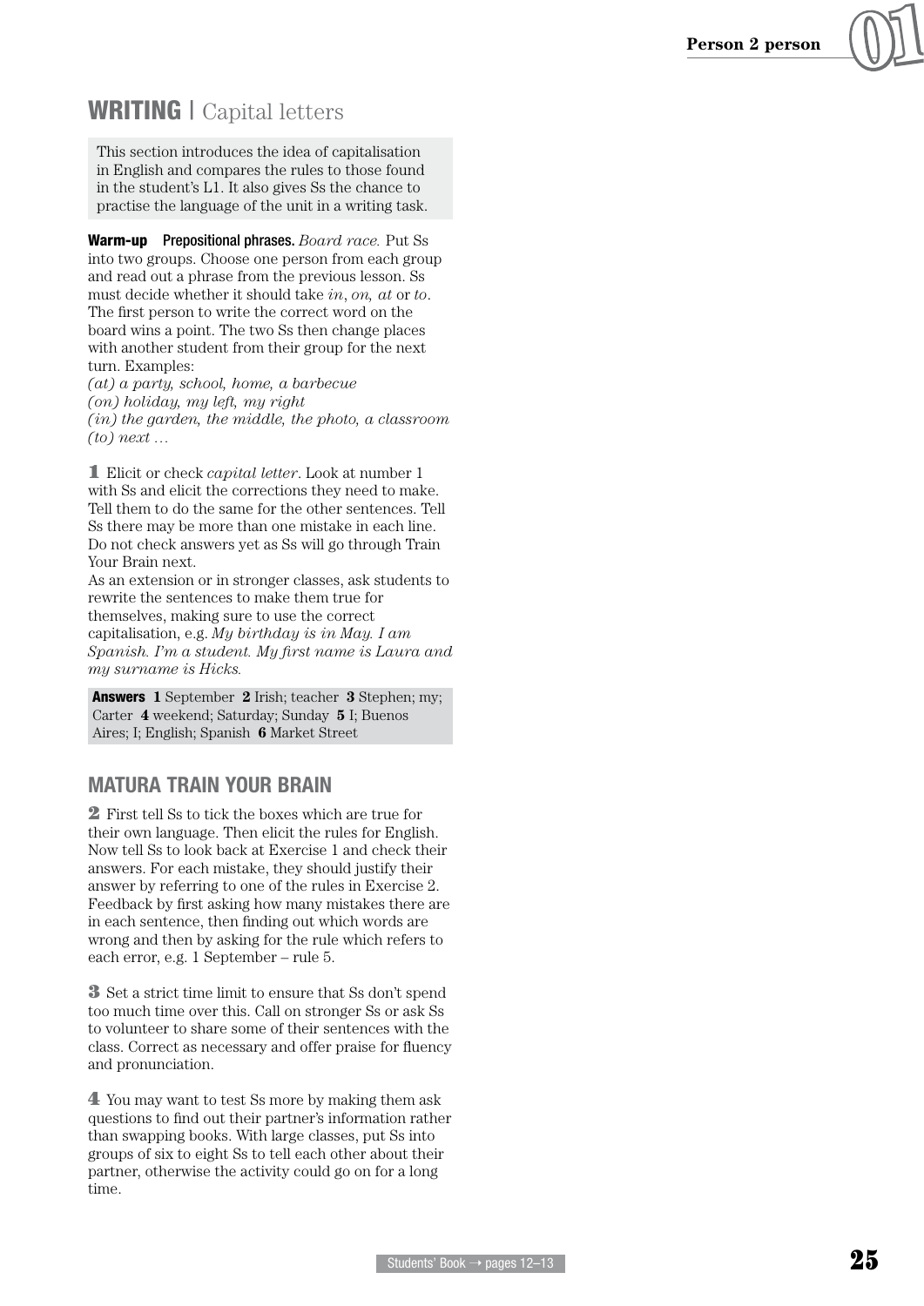## WRITING | Capital letters

This section introduces the idea of capitalisation in English and compares the rules to those found in the student's L1. It also gives Ss the chance to practise the language of the unit in a writing task.

**Warm-up** **Prepositional phrases.** *Board race.* Put Ss into two groups. Choose one person from each group and read out a phrase from the previous lesson. Ss must decide whether it should take *in*, *on*, *at* or *to*. The first person to write the correct word on the board wins a point. The two Ss then change places with another student from their group for the next turn. Examples:
*(at) a party, school, home, a barbecue*
*(on) holiday, my left, my right*
*(in) the garden, the middle, the photo, a classroom*
*(to) next …*

**1** Elicit or check *capital letter*. Look at number 1 with Ss and elicit the corrections they need to make. Tell them to do the same for the other sentences. Tell Ss there may be more than one mistake in each line. Do not check answers yet as Ss will go through Train Your Brain next.
As an extension or in stronger classes, ask students to rewrite the sentences to make them true for themselves, making sure to use the correct capitalisation, e.g. *My birthday is in May. I am Spanish. I'm a student. My first name is Laura and my surname is Hicks.*

**Answers** **1** September **2** Irish; teacher **3** Stephen; my; Carter **4** weekend; Saturday; Sunday **5** I; Buenos Aires; I; English; Spanish **6** Market Street

### MATURA TRAIN YOUR BRAIN

**2** First tell Ss to tick the boxes which are true for their own language. Then elicit the rules for English. Now tell Ss to look back at Exercise 1 and check their answers. For each mistake, they should justify their answer by referring to one of the rules in Exercise 2. Feedback by first asking how many mistakes there are in each sentence, then finding out which words are wrong and then by asking for the rule which refers to each error, e.g. 1 September – rule 5.

**3** Set a strict time limit to ensure that Ss don't spend too much time over this. Call on stronger Ss or ask Ss to volunteer to share some of their sentences with the class. Correct as necessary and offer praise for fluency and pronunciation.

**4** You may want to test Ss more by making them ask questions to find out their partner's information rather than swapping books. With large classes, put Ss into groups of six to eight Ss to tell each other about their partner, otherwise the activity could go on for a long time.

Students' Book → pages 12–13